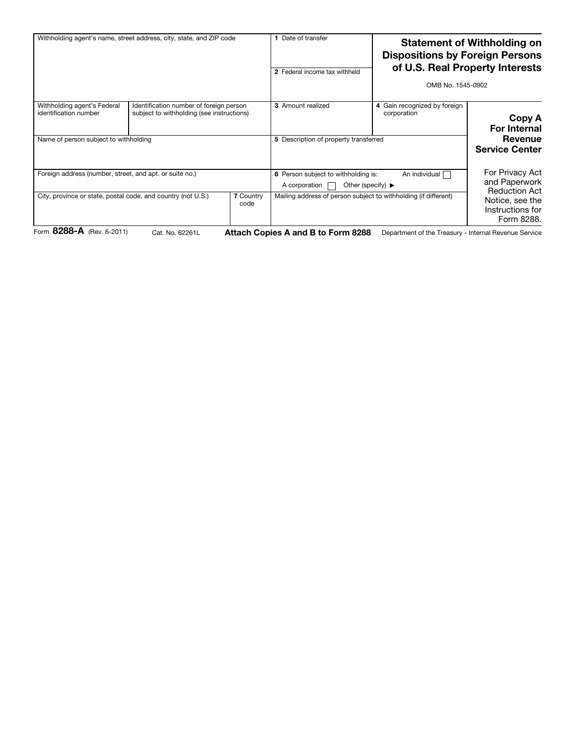# Statement of Withholding on Dispositions by Foreign Persons of U.S. Real Property Interests

OMB No. 1545-0902

| Withholding agent's name, street address, city, state, and ZIP code | | | 1 Date of transfer | | |
|---|---|---|---|---|---|
| | | | 2 Federal income tax withheld | | |
| Withholding agent's Federal identification number | Identification number of foreign person subject to withholding (see instructions) | | 3 Amount realized | 4 Gain recognized by foreign corporation | **Copy A For Internal Revenue Service Center** |
| Name of person subject to withholding | | | 5 Description of property transferred | | |
| Foreign address (number, street, and apt. or suite no.) | | | 6 Person subject to withholding is: An individual ☐ A corporation ☐ Other (specify) ▶ | | For Privacy Act and Paperwork Reduction Act Notice, see the Instructions for Form 8288. |
| City, province or state, postal code, and country (not U.S.) | | 7 Country code | Mailing address of person subject to withholding (if different) | | |

Form **8288-A** (Rev. 6-2011) Cat. No. 62261L **Attach Copies A and B to Form 8288** Department of the Treasury - Internal Revenue Service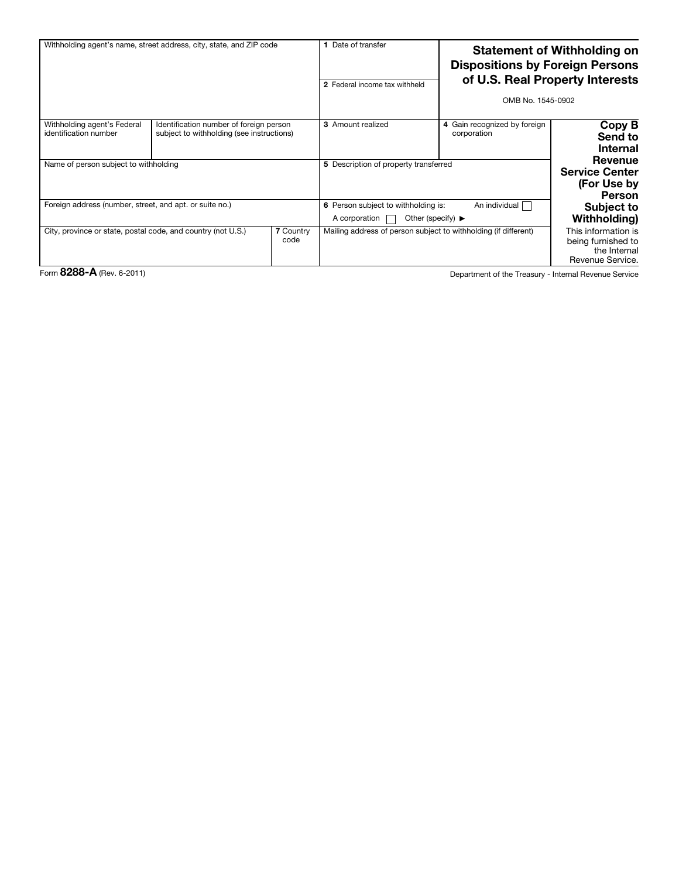| Withholding agent's name, street address, city, state, and ZIP code | | | **1** Date of transfer<br><br>**2** Federal income tax withheld | **Statement of Withholding on Dispositions by Foreign Persons of U.S. Real Property Interests**<br><br>OMB No. 1545-0902 | |
|---|---|---|---|---|---|
| Withholding agent's Federal identification number | Identification number of foreign person subject to withholding (see instructions) | | **3** Amount realized | **4** Gain recognized by foreign corporation | **Copy B Send to Internal Revenue Service Center (For Use by Person Subject to Withholding)** |
| Name of person subject to withholding | | | **5** Description of property transferred | | |
| Foreign address (number, street, and apt. or suite no.) | | | **6** Person subject to withholding is: An individual ☐ A corporation ☐ Other (specify) ▶ | | |
| City, province or state, postal code, and country (not U.S.) | | **7** Country code | Mailing address of person subject to withholding (if different) | | This information is being furnished to the Internal Revenue Service. |

Form **8288-A** (Rev. 6-2011)

Department of the Treasury - Internal Revenue Service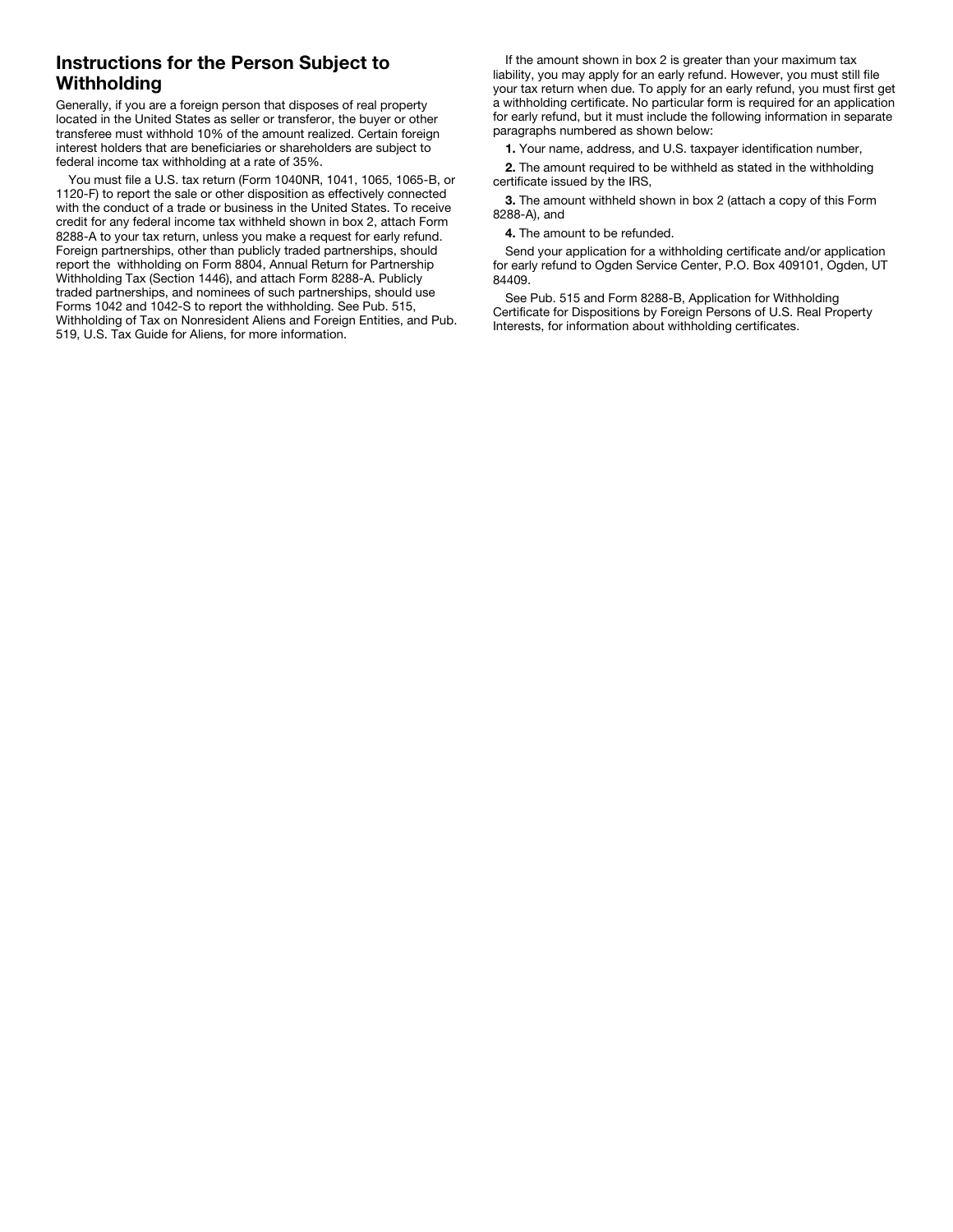## Instructions for the Person Subject to Withholding

Generally, if you are a foreign person that disposes of real property located in the United States as seller or transferor, the buyer or other transferee must withhold 10% of the amount realized. Certain foreign interest holders that are beneficiaries or shareholders are subject to federal income tax withholding at a rate of 35%.

You must file a U.S. tax return (Form 1040NR, 1041, 1065, 1065-B, or 1120-F) to report the sale or other disposition as effectively connected with the conduct of a trade or business in the United States. To receive credit for any federal income tax withheld shown in box 2, attach Form 8288-A to your tax return, unless you make a request for early refund. Foreign partnerships, other than publicly traded partnerships, should report the withholding on Form 8804, Annual Return for Partnership Withholding Tax (Section 1446), and attach Form 8288-A. Publicly traded partnerships, and nominees of such partnerships, should use Forms 1042 and 1042-S to report the withholding. See Pub. 515, Withholding of Tax on Nonresident Aliens and Foreign Entities, and Pub. 519, U.S. Tax Guide for Aliens, for more information.

If the amount shown in box 2 is greater than your maximum tax liability, you may apply for an early refund. However, you must still file your tax return when due. To apply for an early refund, you must first get a withholding certificate. No particular form is required for an application for early refund, but it must include the following information in separate paragraphs numbered as shown below:

**1.** Your name, address, and U.S. taxpayer identification number,

**2.** The amount required to be withheld as stated in the withholding certificate issued by the IRS,

**3.** The amount withheld shown in box 2 (attach a copy of this Form 8288-A), and

**4.** The amount to be refunded.

Send your application for a withholding certificate and/or application for early refund to Ogden Service Center, P.O. Box 409101, Ogden, UT 84409.

See Pub. 515 and Form 8288-B, Application for Withholding Certificate for Dispositions by Foreign Persons of U.S. Real Property Interests, for information about withholding certificates.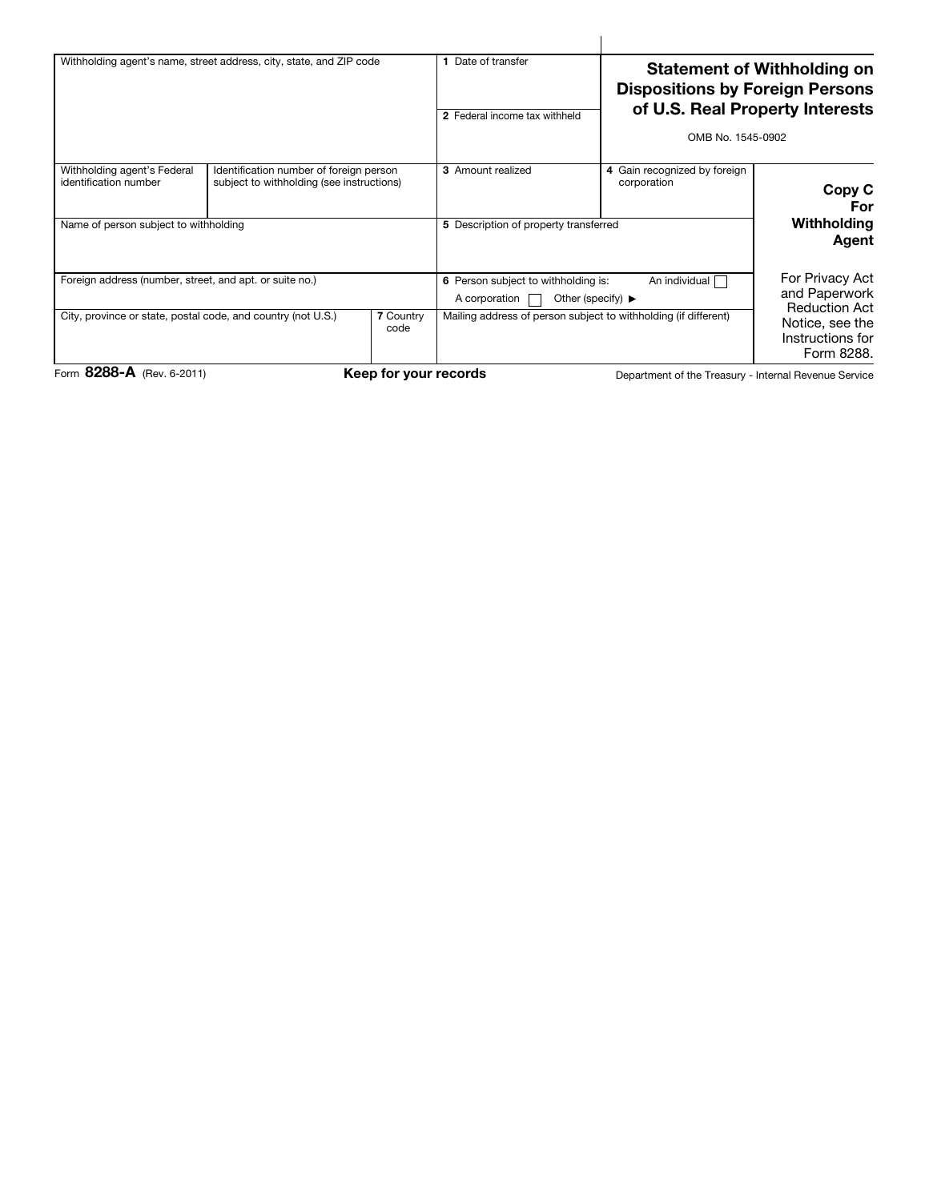# Statement of Withholding on Dispositions by Foreign Persons of U.S. Real Property Interests

OMB No. 1545-0902

| Withholding agent's name, street address, city, state, and ZIP code | | | 1 Date of transfer | | |
|---|---|---|---|---|---|
| | | | 2 Federal income tax withheld | | |
| Withholding agent's Federal identification number | Identification number of foreign person subject to withholding (see instructions) | | 3 Amount realized | 4 Gain recognized by foreign corporation | **Copy C For Withholding Agent** |
| Name of person subject to withholding | | | 5 Description of property transferred | | |
| Foreign address (number, street, and apt. or suite no.) | | | 6 Person subject to withholding is: An individual ☐ A corporation ☐ Other (specify) ► | | For Privacy Act and Paperwork Reduction Act Notice, see the Instructions for Form 8288. |
| City, province or state, postal code, and country (not U.S.) | | 7 Country code | Mailing address of person subject to withholding (if different) | | |

Form **8288-A** (Rev. 6-2011) **Keep for your records** Department of the Treasury - Internal Revenue Service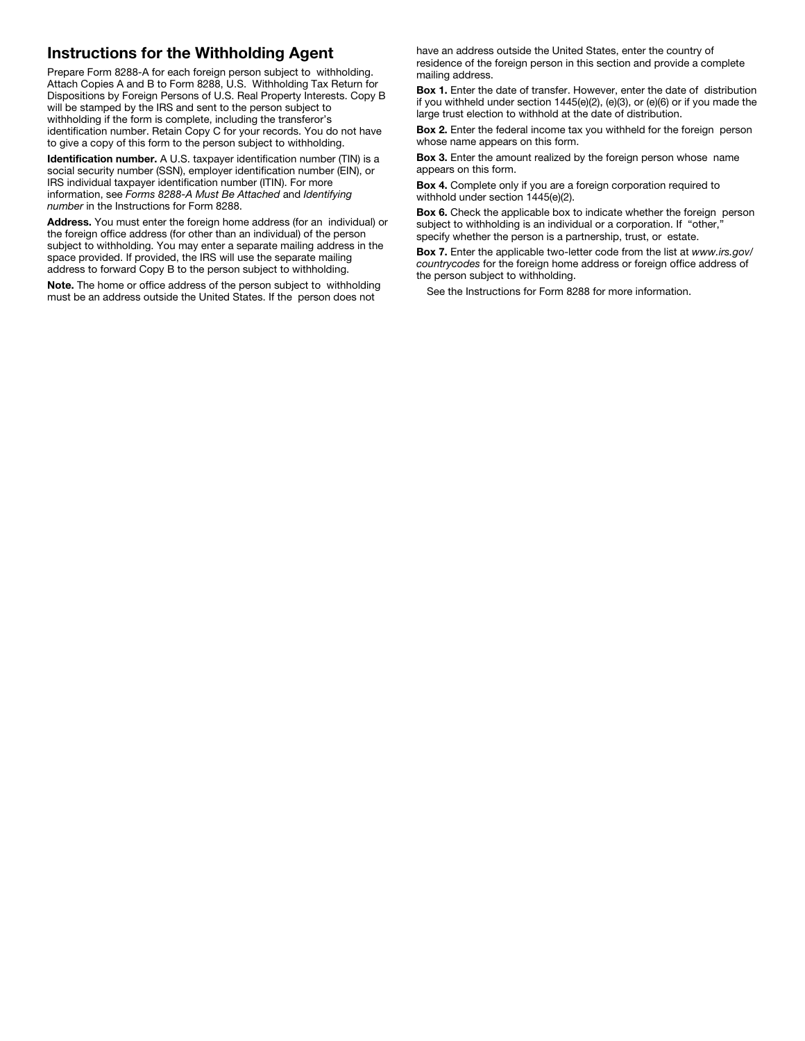## Instructions for the Withholding Agent

Prepare Form 8288-A for each foreign person subject to withholding. Attach Copies A and B to Form 8288, U.S. Withholding Tax Return for Dispositions by Foreign Persons of U.S. Real Property Interests. Copy B will be stamped by the IRS and sent to the person subject to withholding if the form is complete, including the transferor's identification number. Retain Copy C for your records. You do not have to give a copy of this form to the person subject to withholding.

**Identification number.** A U.S. taxpayer identification number (TIN) is a social security number (SSN), employer identification number (EIN), or IRS individual taxpayer identification number (ITIN). For more information, see *Forms 8288-A Must Be Attached* and *Identifying number* in the Instructions for Form 8288.

**Address.** You must enter the foreign home address (for an individual) or the foreign office address (for other than an individual) of the person subject to withholding. You may enter a separate mailing address in the space provided. If provided, the IRS will use the separate mailing address to forward Copy B to the person subject to withholding.

**Note.** The home or office address of the person subject to withholding must be an address outside the United States. If the person does not have an address outside the United States, enter the country of residence of the foreign person in this section and provide a complete mailing address.

**Box 1.** Enter the date of transfer. However, enter the date of distribution if you withheld under section 1445(e)(2), (e)(3), or (e)(6) or if you made the large trust election to withhold at the date of distribution.

**Box 2.** Enter the federal income tax you withheld for the foreign person whose name appears on this form.

**Box 3.** Enter the amount realized by the foreign person whose name appears on this form.

**Box 4.** Complete only if you are a foreign corporation required to withhold under section 1445(e)(2).

**Box 6.** Check the applicable box to indicate whether the foreign person subject to withholding is an individual or a corporation. If "other," specify whether the person is a partnership, trust, or estate.

**Box 7.** Enter the applicable two-letter code from the list at *www.irs.gov/countrycodes* for the foreign home address or foreign office address of the person subject to withholding.

See the Instructions for Form 8288 for more information.